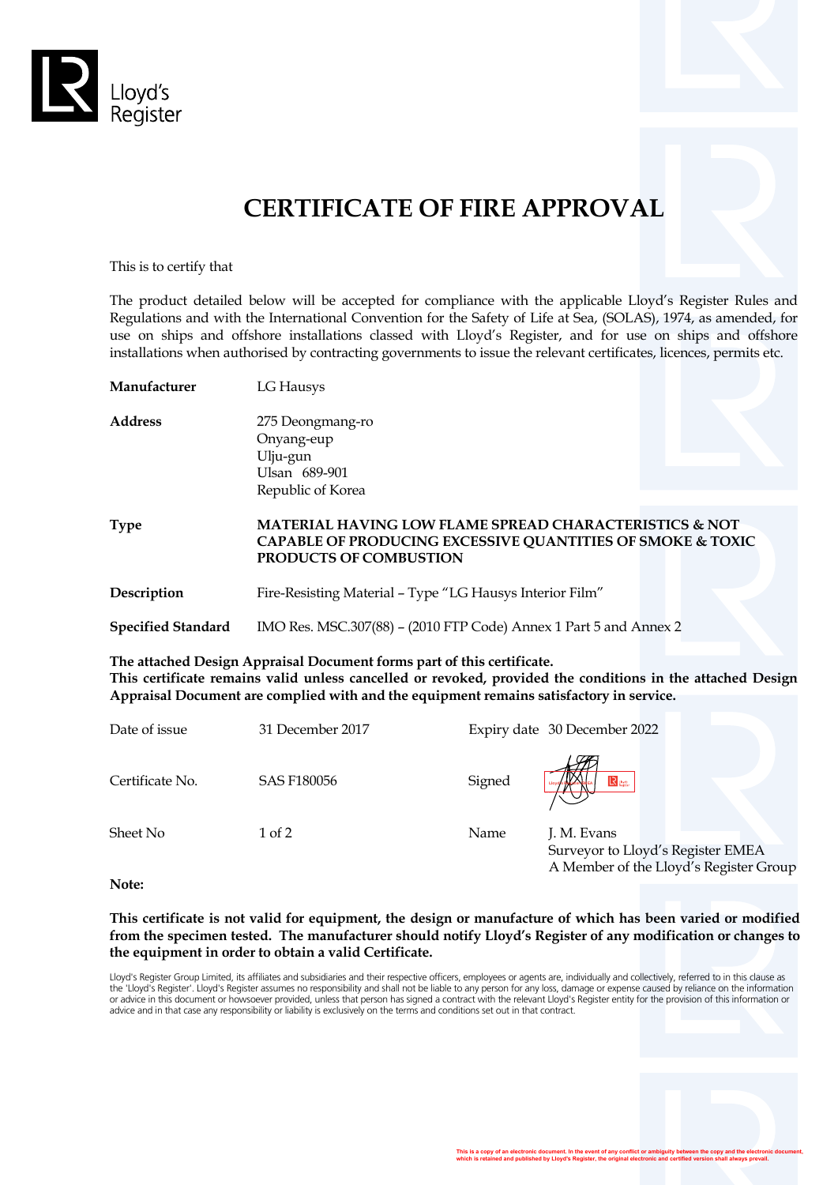Lloyd's Register

# CERTIFICATE OF FIRE APPROVAL

This is to certify that

The product detailed below will be accepted for compliance with the applicable Lloyd's Register Rules and Regulations and with the International Convention for the Safety of Life at Sea, (SOLAS), 1974, as amended, for use on ships and offshore installations classed with Lloyd's Register, and for use on ships and offshore installations when authorised by contracting governments to issue the relevant certificates, licences, permits etc.

| | |
|---|---|
| **Manufacturer** | LG Hausys |
| **Address** | 275 Deongmang-ro<br>Onyang-eup<br>Ulju-gun<br>Ulsan 689-901<br>Republic of Korea |
| **Type** | **MATERIAL HAVING LOW FLAME SPREAD CHARACTERISTICS & NOT CAPABLE OF PRODUCING EXCESSIVE QUANTITIES OF SMOKE & TOXIC PRODUCTS OF COMBUSTION** |
| **Description** | Fire-Resisting Material – Type "LG Hausys Interior Film" |
| **Specified Standard** | IMO Res. MSC.307(88) – (2010 FTP Code) Annex 1 Part 5 and Annex 2 |

**The attached Design Appraisal Document forms part of this certificate.**
**This certificate remains valid unless cancelled or revoked, provided the conditions in the attached Design Appraisal Document are complied with and the equipment remains satisfactory in service.**

| | | | |
|---|---|---|---|
| Date of issue | 31 December 2017 | Expiry date | 30 December 2022 |
| Certificate No. | SAS F180056 | Signed | |
| Sheet No | 1 of 2 | Name | J. M. Evans<br>Surveyor to Lloyd's Register EMEA<br>A Member of the Lloyd's Register Group |

**Note:**

**This certificate is not valid for equipment, the design or manufacture of which has been varied or modified from the specimen tested. The manufacturer should notify Lloyd's Register of any modification or changes to the equipment in order to obtain a valid Certificate.**

Lloyd's Register Group Limited, its affiliates and subsidiaries and their respective officers, employees or agents are, individually and collectively, referred to in this clause as the 'Lloyd's Register'. Lloyd's Register assumes no responsibility and shall not be liable to any person for any loss, damage or expense caused by reliance on the information or advice in this document or howsoever provided, unless that person has signed a contract with the relevant Lloyd's Register entity for the provision of this information or advice and in that case any responsibility or liability is exclusively on the terms and conditions set out in that contract.

This is a copy of an electronic document. In the event of any conflict or ambiguity between the copy and the electronic document, which is retained and published by Lloyd's Register, the original electronic and certified version shall always prevail.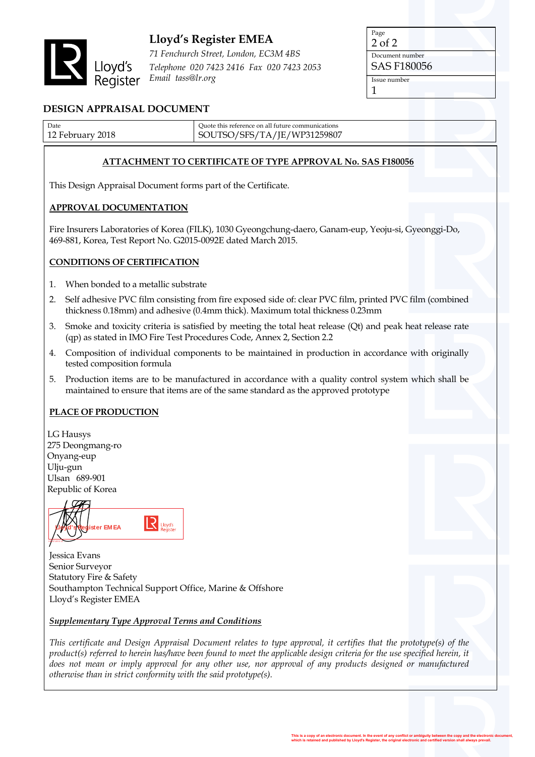# Lloyd's Register EMEA

*71 Fenchurch Street, London, EC3M 4BS*
*Telephone 020 7423 2416 Fax 020 7423 2053*
*Email tass@lr.org*

| | |
|---|---|
| Page | 2 of 2 |
| Document number | SAS F180056 |
| Issue number | 1 |

## DESIGN APPRAISAL DOCUMENT

| Date | Quote this reference on all future communications |
|---|---|
| 12 February 2018 | SOUTSO/SFS/TA/JE/WP31259807 |

**ATTACHMENT TO CERTIFICATE OF TYPE APPROVAL No. SAS F180056**

This Design Appraisal Document forms part of the Certificate.

**APPROVAL DOCUMENTATION**

Fire Insurers Laboratories of Korea (FILK), 1030 Gyeongchung-daero, Ganam-eup, Yeoju-si, Gyeonggi-Do, 469-881, Korea, Test Report No. G2015-0092E dated March 2015.

**CONDITIONS OF CERTIFICATION**

1. When bonded to a metallic substrate
2. Self adhesive PVC film consisting from fire exposed side of: clear PVC film, printed PVC film (combined thickness 0.18mm) and adhesive (0.4mm thick). Maximum total thickness 0.23mm
3. Smoke and toxicity criteria is satisfied by meeting the total heat release (Qt) and peak heat release rate (qp) as stated in IMO Fire Test Procedures Code, Annex 2, Section 2.2
4. Composition of individual components to be maintained in production in accordance with originally tested composition formula
5. Production items are to be manufactured in accordance with a quality control system which shall be maintained to ensure that items are of the same standard as the approved prototype

**PLACE OF PRODUCTION**

LG Hausys
275 Deongmang-ro
Onyang-eup
Ulju-gun
Ulsan 689-901
Republic of Korea

Lloyd's Register EMEA

Jessica Evans
Senior Surveyor
Statutory Fire & Safety
Southampton Technical Support Office, Marine & Offshore
Lloyd's Register EMEA

***Supplementary Type Approval Terms and Conditions***

*This certificate and Design Appraisal Document relates to type approval, it certifies that the prototype(s) of the product(s) referred to herein has/have been found to meet the applicable design criteria for the use specified herein, it does not mean or imply approval for any other use, nor approval of any products designed or manufactured otherwise than in strict conformity with the said prototype(s).*

This is a copy of an electronic document. In the event of any conflict or ambiguity between the copy and the electronic document, which is retained and published by Lloyd's Register, the original electronic and certified version shall always prevail.